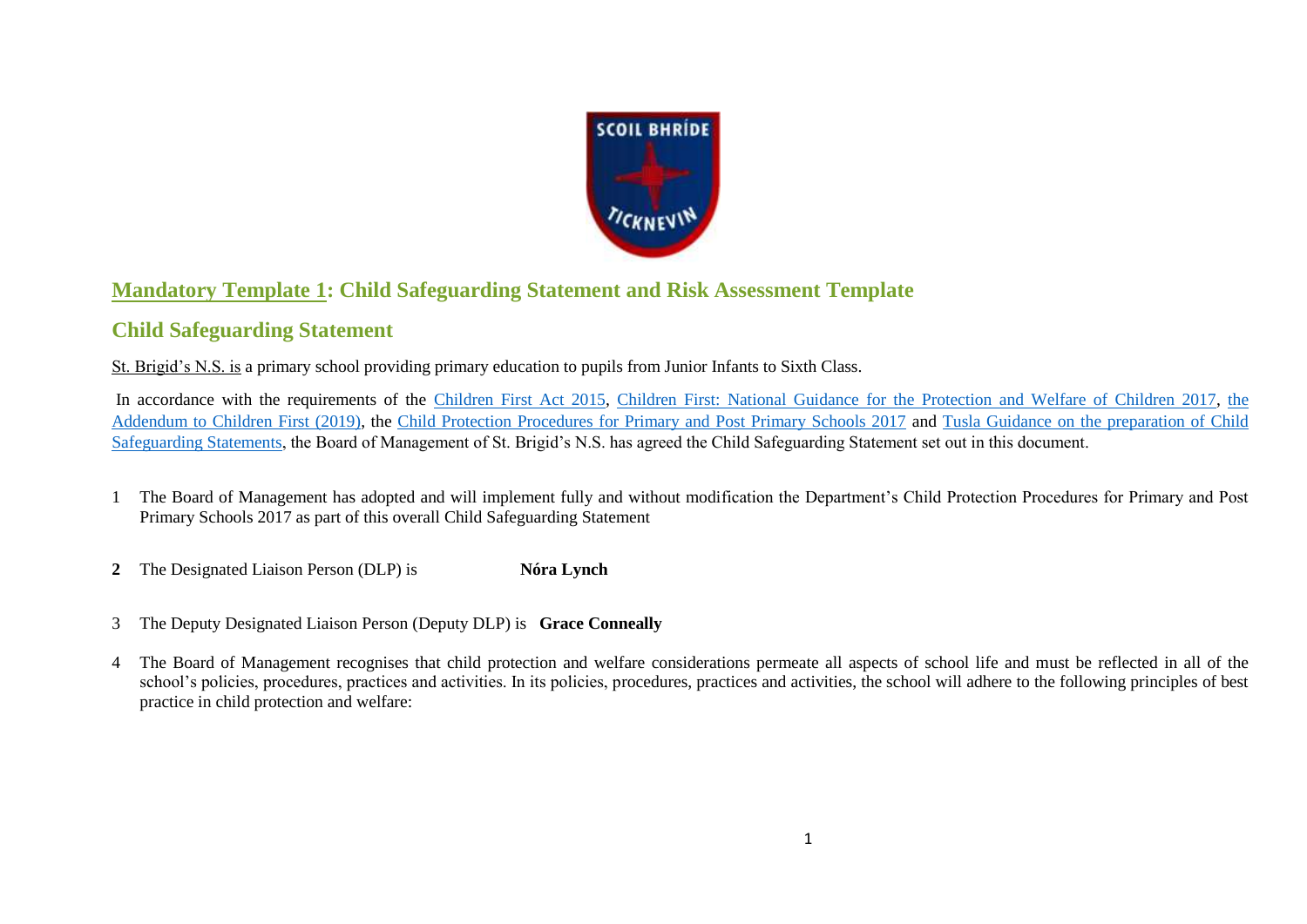## Mandatory Template 1: Child Safeguarding Statement and Risk Assessment Template

## Child Safeguarding Statement

St. Brigid's N.S. is a primary school providing primary education to pupils from Junior Infants to Sixth Class.

In accordance with the requirements of the Children First Act 2015, Children First: National Guidance for the Protection and Welfare of Children 2017, the Addendum to Children First (2019), the Child Protection Procedures for Primary and Post Primary Schools 2017 and Tusla Guidance on the preparation of Child Safeguarding Statements, the Board of Management of St. Brigid's N.S. has agreed the Child Safeguarding Statement set out in this document.

1 The Board of Management has adopted and will implement fully and without modification the Department's Child Protection Procedures for Primary and Post Primary Schools 2017 as part of this overall Child Safeguarding Statement

**2** The Designated Liaison Person (DLP) is **Nóra Lynch**

3 The Deputy Designated Liaison Person (Deputy DLP) is **Grace Conneally**

4 The Board of Management recognises that child protection and welfare considerations permeate all aspects of school life and must be reflected in all of the school's policies, procedures, practices and activities. In its policies, procedures, practices and activities, the school will adhere to the following principles of best practice in child protection and welfare: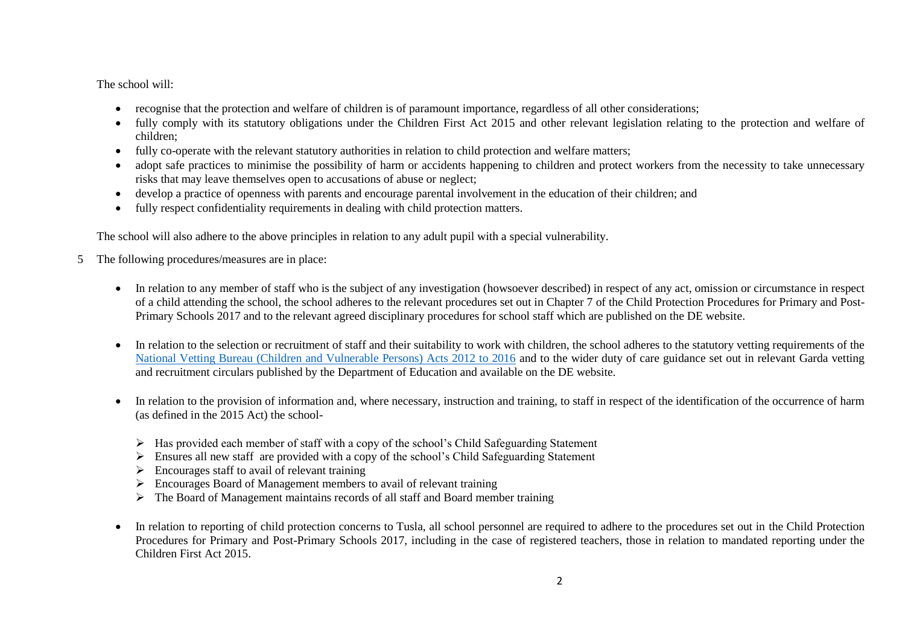The school will:

- recognise that the protection and welfare of children is of paramount importance, regardless of all other considerations;
- fully comply with its statutory obligations under the Children First Act 2015 and other relevant legislation relating to the protection and welfare of children;
- fully co-operate with the relevant statutory authorities in relation to child protection and welfare matters;
- adopt safe practices to minimise the possibility of harm or accidents happening to children and protect workers from the necessity to take unnecessary risks that may leave themselves open to accusations of abuse or neglect;
- develop a practice of openness with parents and encourage parental involvement in the education of their children; and
- fully respect confidentiality requirements in dealing with child protection matters.

The school will also adhere to the above principles in relation to any adult pupil with a special vulnerability.

5 The following procedures/measures are in place:

- In relation to any member of staff who is the subject of any investigation (howsoever described) in respect of any act, omission or circumstance in respect of a child attending the school, the school adheres to the relevant procedures set out in Chapter 7 of the Child Protection Procedures for Primary and Post-Primary Schools 2017 and to the relevant agreed disciplinary procedures for school staff which are published on the DE website.

- In relation to the selection or recruitment of staff and their suitability to work with children, the school adheres to the statutory vetting requirements of the National Vetting Bureau (Children and Vulnerable Persons) Acts 2012 to 2016 and to the wider duty of care guidance set out in relevant Garda vetting and recruitment circulars published by the Department of Education and available on the DE website.

- In relation to the provision of information and, where necessary, instruction and training, to staff in respect of the identification of the occurrence of harm (as defined in the 2015 Act) the school-

  - Has provided each member of staff with a copy of the school's Child Safeguarding Statement
  - Ensures all new staff are provided with a copy of the school's Child Safeguarding Statement
  - Encourages staff to avail of relevant training
  - Encourages Board of Management members to avail of relevant training
  - The Board of Management maintains records of all staff and Board member training

- In relation to reporting of child protection concerns to Tusla, all school personnel are required to adhere to the procedures set out in the Child Protection Procedures for Primary and Post-Primary Schools 2017, including in the case of registered teachers, those in relation to mandated reporting under the Children First Act 2015.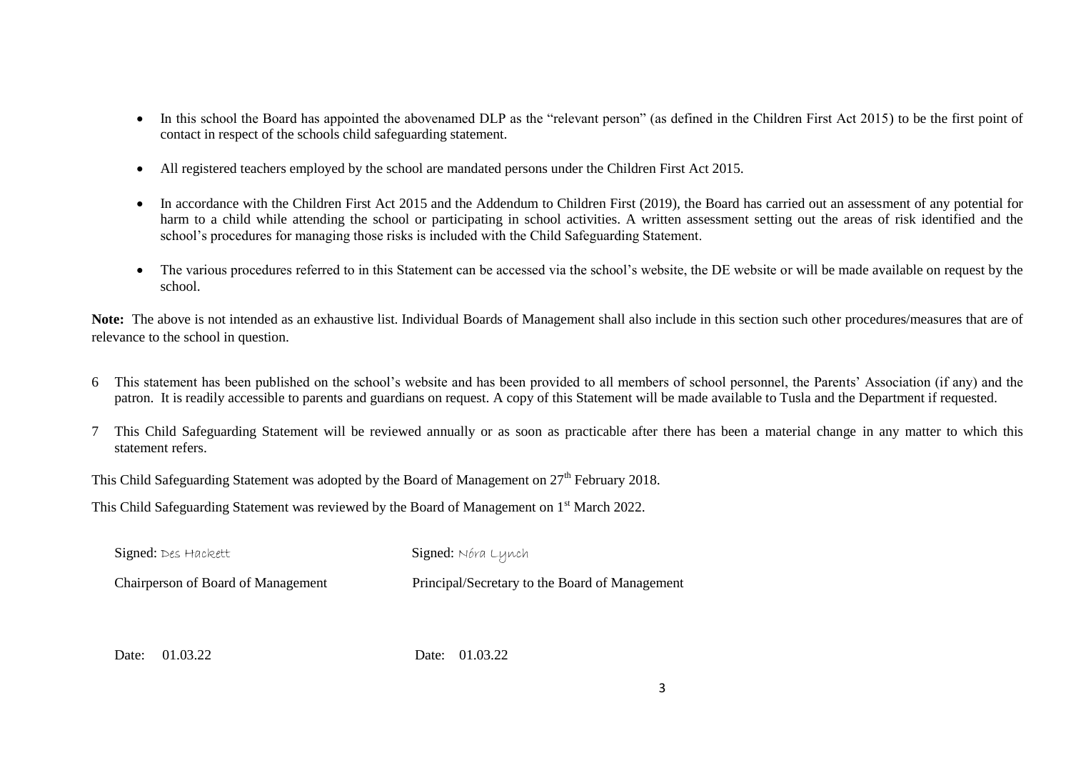- In this school the Board has appointed the abovenamed DLP as the "relevant person" (as defined in the Children First Act 2015) to be the first point of contact in respect of the schools child safeguarding statement.

- All registered teachers employed by the school are mandated persons under the Children First Act 2015.

- In accordance with the Children First Act 2015 and the Addendum to Children First (2019), the Board has carried out an assessment of any potential for harm to a child while attending the school or participating in school activities. A written assessment setting out the areas of risk identified and the school's procedures for managing those risks is included with the Child Safeguarding Statement.

- The various procedures referred to in this Statement can be accessed via the school's website, the DE website or will be made available on request by the school.

**Note:** The above is not intended as an exhaustive list. Individual Boards of Management shall also include in this section such other procedures/measures that are of relevance to the school in question.

6 This statement has been published on the school's website and has been provided to all members of school personnel, the Parents' Association (if any) and the patron. It is readily accessible to parents and guardians on request. A copy of this Statement will be made available to Tusla and the Department if requested.

7 This Child Safeguarding Statement will be reviewed annually or as soon as practicable after there has been a material change in any matter to which this statement refers.

This Child Safeguarding Statement was adopted by the Board of Management on 27th February 2018.

This Child Safeguarding Statement was reviewed by the Board of Management on 1st March 2022.

Signed: Des Hackett

Chairperson of Board of Management

Date: 01.03.22

Signed: Nóra Lynch

Principal/Secretary to the Board of Management

Date: 01.03.22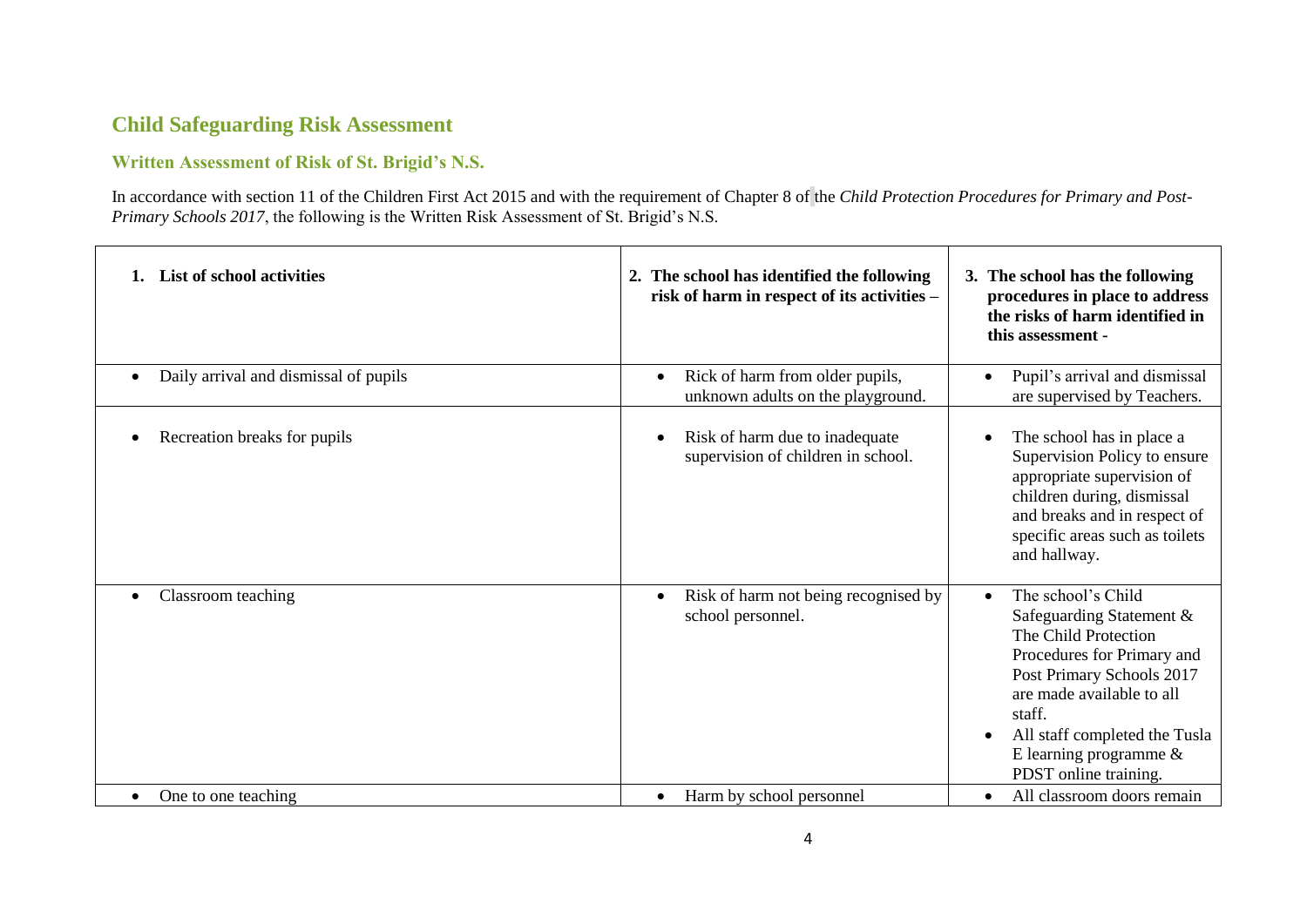## Child Safeguarding Risk Assessment

### Written Assessment of Risk of St. Brigid's N.S.

In accordance with section 11 of the Children First Act 2015 and with the requirement of Chapter 8 of the *Child Protection Procedures for Primary and Post-Primary Schools 2017*, the following is the Written Risk Assessment of St. Brigid's N.S.

| 1. List of school activities | 2. The school has identified the following risk of harm in respect of its activities – | 3. The school has the following procedures in place to address the risks of harm identified in this assessment - |
|---|---|---|
| • Daily arrival and dismissal of pupils | • Rick of harm from older pupils, unknown adults on the playground. | • Pupil's arrival and dismissal are supervised by Teachers. |
| • Recreation breaks for pupils | • Risk of harm due to inadequate supervision of children in school. | • The school has in place a Supervision Policy to ensure appropriate supervision of children during, dismissal and breaks and in respect of specific areas such as toilets and hallway. |
| • Classroom teaching | • Risk of harm not being recognised by school personnel. | • The school's Child Safeguarding Statement & The Child Protection Procedures for Primary and Post Primary Schools 2017 are made available to all staff. <br> • All staff completed the Tusla E learning programme & PDST online training. |
| • One to one teaching | • Harm by school personnel | • All classroom doors remain |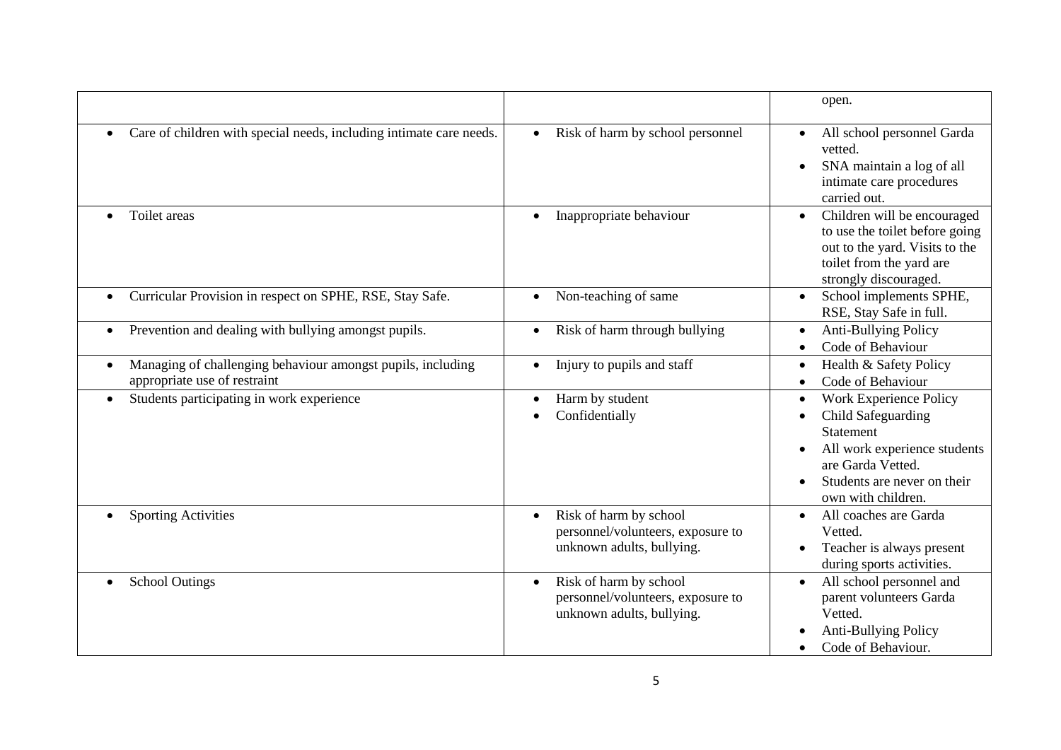| | | |
|---|---|---|
| | | open. |
| • Care of children with special needs, including intimate care needs. | • Risk of harm by school personnel | • All school personnel Garda vetted.<br>• SNA maintain a log of all intimate care procedures carried out. |
| • Toilet areas | • Inappropriate behaviour | • Children will be encouraged to use the toilet before going out to the yard. Visits to the toilet from the yard are strongly discouraged. |
| • Curricular Provision in respect on SPHE, RSE, Stay Safe. | • Non-teaching of same | • School implements SPHE, RSE, Stay Safe in full. |
| • Prevention and dealing with bullying amongst pupils. | • Risk of harm through bullying | • Anti-Bullying Policy<br>• Code of Behaviour |
| • Managing of challenging behaviour amongst pupils, including appropriate use of restraint | • Injury to pupils and staff | • Health & Safety Policy<br>• Code of Behaviour |
| • Students participating in work experience | • Harm by student<br>• Confidentially | • Work Experience Policy<br>• Child Safeguarding Statement<br>• All work experience students are Garda Vetted.<br>• Students are never on their own with children. |
| • Sporting Activities | • Risk of harm by school personnel/volunteers, exposure to unknown adults, bullying. | • All coaches are Garda Vetted.<br>• Teacher is always present during sports activities. |
| • School Outings | • Risk of harm by school personnel/volunteers, exposure to unknown adults, bullying. | • All school personnel and parent volunteers Garda Vetted.<br>• Anti-Bullying Policy<br>• Code of Behaviour. |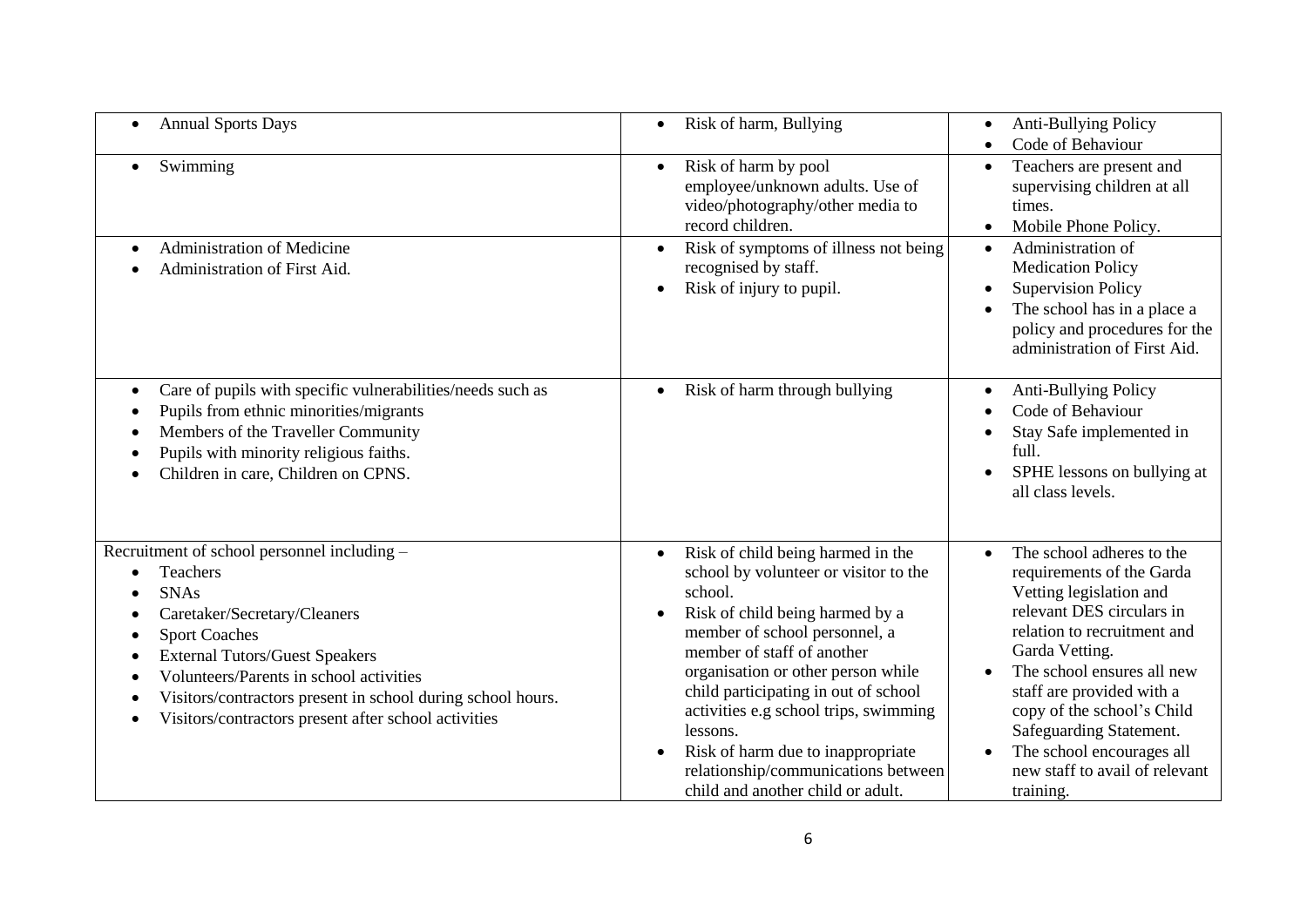| | | |
|---|---|---|
| • Annual Sports Days | • Risk of harm, Bullying | • Anti-Bullying Policy<br>• Code of Behaviour |
| • Swimming | • Risk of harm by pool employee/unknown adults. Use of video/photography/other media to record children. | • Teachers are present and supervising children at all times.<br>• Mobile Phone Policy. |
| • Administration of Medicine<br>• Administration of First Aid. | • Risk of symptoms of illness not being recognised by staff.<br>• Risk of injury to pupil. | • Administration of Medication Policy<br>• Supervision Policy<br>• The school has in a place a policy and procedures for the administration of First Aid. |
| • Care of pupils with specific vulnerabilities/needs such as<br>• Pupils from ethnic minorities/migrants<br>• Members of the Traveller Community<br>• Pupils with minority religious faiths.<br>• Children in care, Children on CPNS. | • Risk of harm through bullying | • Anti-Bullying Policy<br>• Code of Behaviour<br>• Stay Safe implemented in full.<br>• SPHE lessons on bullying at all class levels. |
| Recruitment of school personnel including –<br>• Teachers<br>• SNAs<br>• Caretaker/Secretary/Cleaners<br>• Sport Coaches<br>• External Tutors/Guest Speakers<br>• Volunteers/Parents in school activities<br>• Visitors/contractors present in school during school hours.<br>• Visitors/contractors present after school activities | • Risk of child being harmed in the school by volunteer or visitor to the school.<br>• Risk of child being harmed by a member of school personnel, a member of staff of another organisation or other person while child participating in out of school activities e.g school trips, swimming lessons.<br>• Risk of harm due to inappropriate relationship/communications between child and another child or adult. | • The school adheres to the requirements of the Garda Vetting legislation and relevant DES circulars in relation to recruitment and Garda Vetting.<br>• The school ensures all new staff are provided with a copy of the school's Child Safeguarding Statement.<br>• The school encourages all new staff to avail of relevant training. |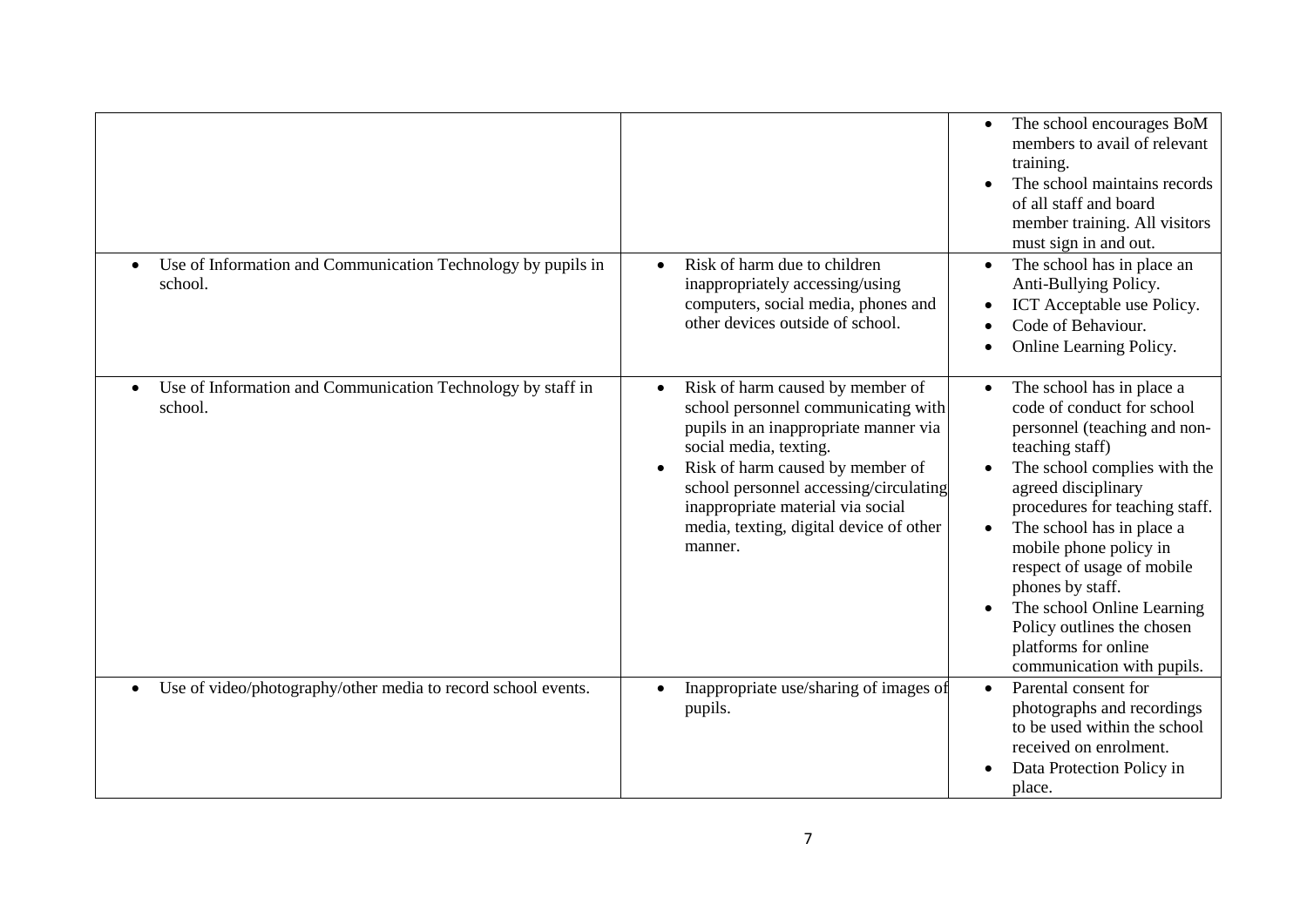| | | |
|---|---|---|
| | | • The school encourages BoM members to avail of relevant training.<br>• The school maintains records of all staff and board member training. All visitors must sign in and out. |
| • Use of Information and Communication Technology by pupils in school. | • Risk of harm due to children inappropriately accessing/using computers, social media, phones and other devices outside of school. | • The school has in place an Anti-Bullying Policy.<br>• ICT Acceptable use Policy.<br>• Code of Behaviour.<br>• Online Learning Policy. |
| • Use of Information and Communication Technology by staff in school. | • Risk of harm caused by member of school personnel communicating with pupils in an inappropriate manner via social media, texting.<br>• Risk of harm caused by member of school personnel accessing/circulating inappropriate material via social media, texting, digital device of other manner. | • The school has in place a code of conduct for school personnel (teaching and non-teaching staff)<br>• The school complies with the agreed disciplinary procedures for teaching staff.<br>• The school has in place a mobile phone policy in respect of usage of mobile phones by staff.<br>• The school Online Learning Policy outlines the chosen platforms for online communication with pupils. |
| • Use of video/photography/other media to record school events. | • Inappropriate use/sharing of images of pupils. | • Parental consent for photographs and recordings to be used within the school received on enrolment.<br>• Data Protection Policy in place. |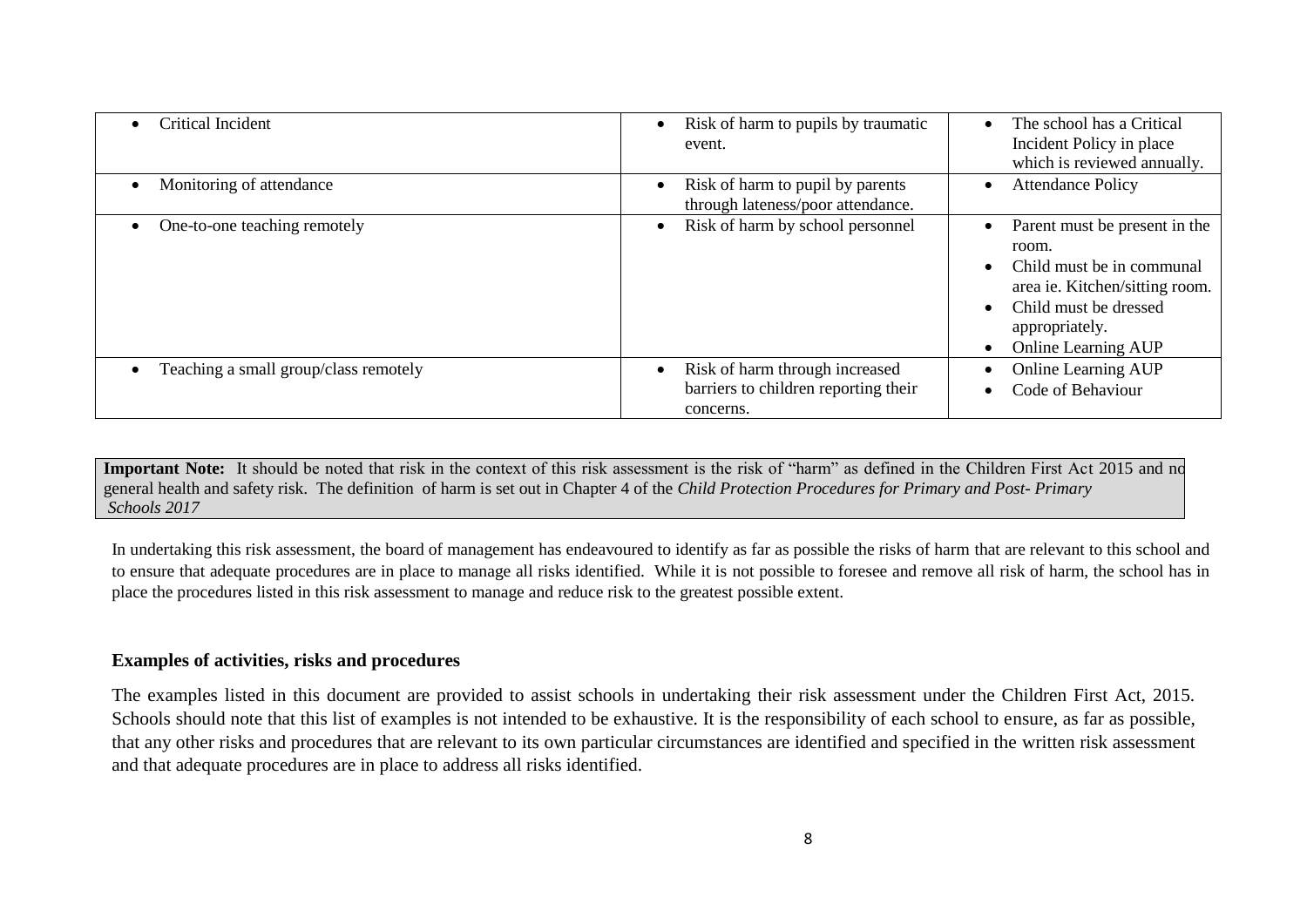| | | |
|---|---|---|
| • Critical Incident | • Risk of harm to pupils by traumatic event. | • The school has a Critical Incident Policy in place which is reviewed annually. |
| • Monitoring of attendance | • Risk of harm to pupil by parents through lateness/poor attendance. | • Attendance Policy |
| • One-to-one teaching remotely | • Risk of harm by school personnel | • Parent must be present in the room.<br>• Child must be in communal area ie. Kitchen/sitting room.<br>• Child must be dressed appropriately.<br>• Online Learning AUP |
| • Teaching a small group/class remotely | • Risk of harm through increased barriers to children reporting their concerns. | • Online Learning AUP<br>• Code of Behaviour |

**Important Note:** It should be noted that risk in the context of this risk assessment is the risk of "harm" as defined in the Children First Act 2015 and no general health and safety risk. The definition of harm is set out in Chapter 4 of the *Child Protection Procedures for Primary and Post- Primary Schools 2017*

In undertaking this risk assessment, the board of management has endeavoured to identify as far as possible the risks of harm that are relevant to this school and to ensure that adequate procedures are in place to manage all risks identified. While it is not possible to foresee and remove all risk of harm, the school has in place the procedures listed in this risk assessment to manage and reduce risk to the greatest possible extent.

**Examples of activities, risks and procedures**

The examples listed in this document are provided to assist schools in undertaking their risk assessment under the Children First Act, 2015. Schools should note that this list of examples is not intended to be exhaustive. It is the responsibility of each school to ensure, as far as possible, that any other risks and procedures that are relevant to its own particular circumstances are identified and specified in the written risk assessment and that adequate procedures are in place to address all risks identified.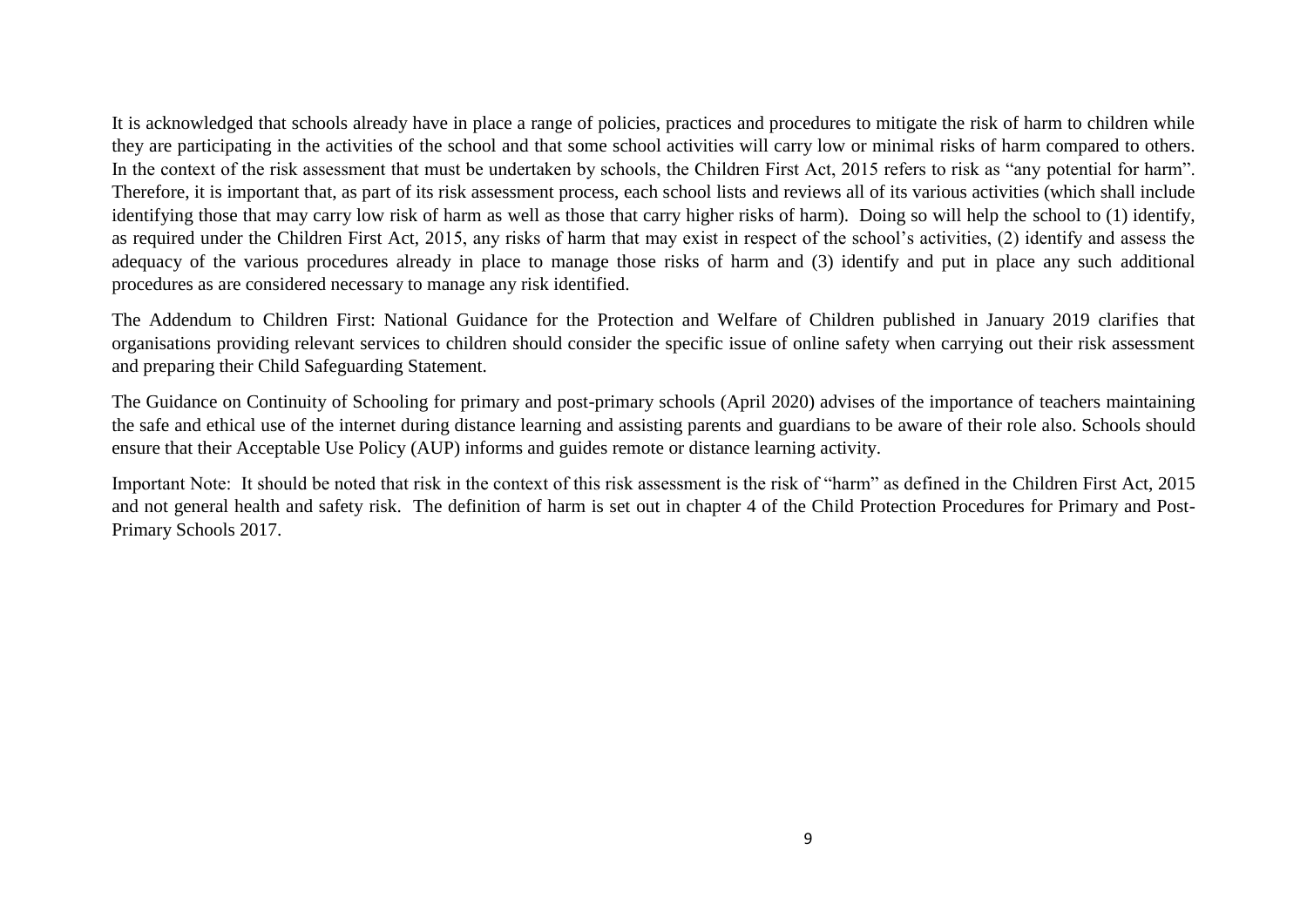It is acknowledged that schools already have in place a range of policies, practices and procedures to mitigate the risk of harm to children while they are participating in the activities of the school and that some school activities will carry low or minimal risks of harm compared to others. In the context of the risk assessment that must be undertaken by schools, the Children First Act, 2015 refers to risk as "any potential for harm". Therefore, it is important that, as part of its risk assessment process, each school lists and reviews all of its various activities (which shall include identifying those that may carry low risk of harm as well as those that carry higher risks of harm). Doing so will help the school to (1) identify, as required under the Children First Act, 2015, any risks of harm that may exist in respect of the school's activities, (2) identify and assess the adequacy of the various procedures already in place to manage those risks of harm and (3) identify and put in place any such additional procedures as are considered necessary to manage any risk identified.

The Addendum to Children First: National Guidance for the Protection and Welfare of Children published in January 2019 clarifies that organisations providing relevant services to children should consider the specific issue of online safety when carrying out their risk assessment and preparing their Child Safeguarding Statement.

The Guidance on Continuity of Schooling for primary and post-primary schools (April 2020) advises of the importance of teachers maintaining the safe and ethical use of the internet during distance learning and assisting parents and guardians to be aware of their role also. Schools should ensure that their Acceptable Use Policy (AUP) informs and guides remote or distance learning activity.

Important Note: It should be noted that risk in the context of this risk assessment is the risk of "harm" as defined in the Children First Act, 2015 and not general health and safety risk. The definition of harm is set out in chapter 4 of the Child Protection Procedures for Primary and Post-Primary Schools 2017.